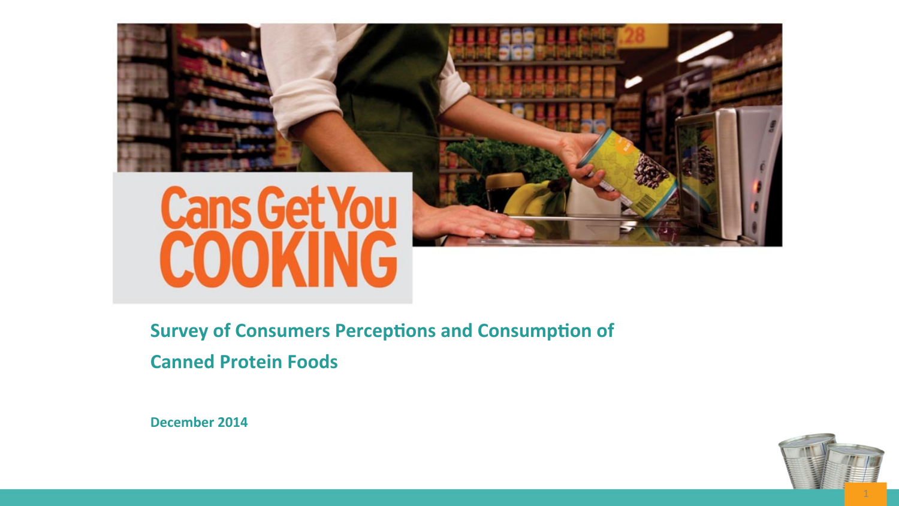# Cans Get You COOKING

## Survey of Consumers Perceptions and Consumption of Canned Protein Foods

**December 2014**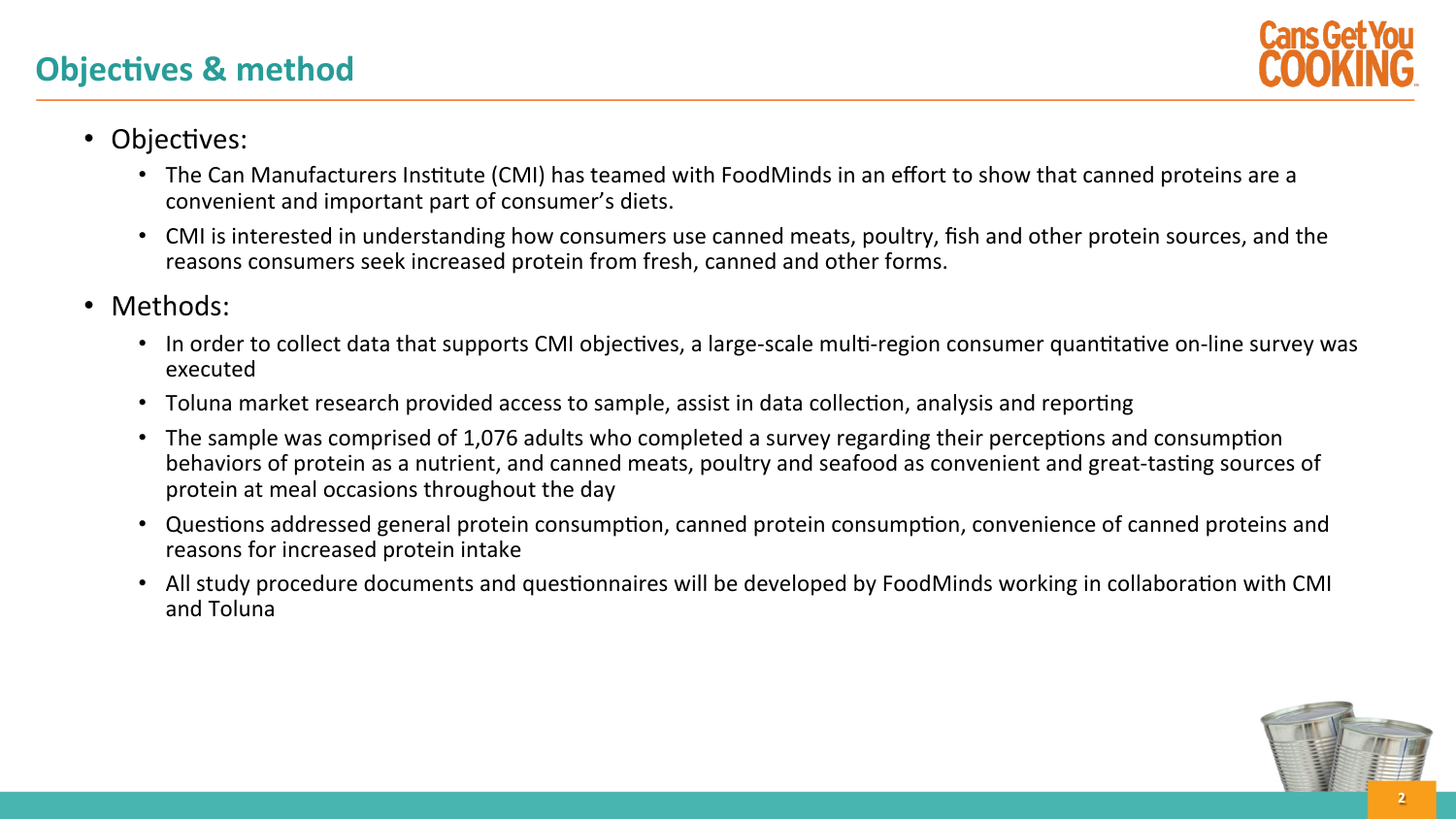## Objectives & method

- Objectives:
  - The Can Manufacturers Institute (CMI) has teamed with FoodMinds in an effort to show that canned proteins are a convenient and important part of consumer's diets.
  - CMI is interested in understanding how consumers use canned meats, poultry, fish and other protein sources, and the reasons consumers seek increased protein from fresh, canned and other forms.
- Methods:
  - In order to collect data that supports CMI objectives, a large-scale multi-region consumer quantitative on-line survey was executed
  - Toluna market research provided access to sample, assist in data collection, analysis and reporting
  - The sample was comprised of 1,076 adults who completed a survey regarding their perceptions and consumption behaviors of protein as a nutrient, and canned meats, poultry and seafood as convenient and great-tasting sources of protein at meal occasions throughout the day
  - Questions addressed general protein consumption, canned protein consumption, convenience of canned proteins and reasons for increased protein intake
  - All study procedure documents and questionnaires will be developed by FoodMinds working in collaboration with CMI and Toluna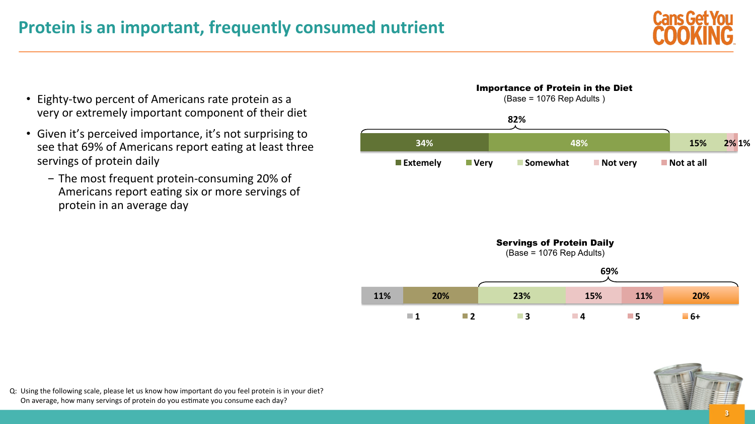# Protein is an important, frequently consumed nutrient

- Eighty-two percent of Americans rate protein as a very or extremely important component of their diet
- Given it's perceived importance, it's not surprising to see that 69% of Americans report eating at least three servings of protein daily
  - The most frequent protein-consuming 20% of Americans report eating six or more servings of protein in an average day

**Importance of Protein in the Diet**
(Base = 1076 Rep Adults )

| Extemely | Very | Somewhat | Not very | Not at all |
|---|---|---|---|---|
| 34% | 48% | 15% | 2% | 1% |

Extremely + Very: 82%

**Servings of Protein Daily**
(Base = 1076 Rep Adults)

| 1 | 2 | 3 | 4 | 5 | 6+ |
|---|---|---|---|---|---|
| 11% | 20% | 23% | 15% | 11% | 20% |

3 or more: 69%

Q: Using the following scale, please let us know how important do you feel protein is in your diet?
On average, how many servings of protein do you estimate you consume each day?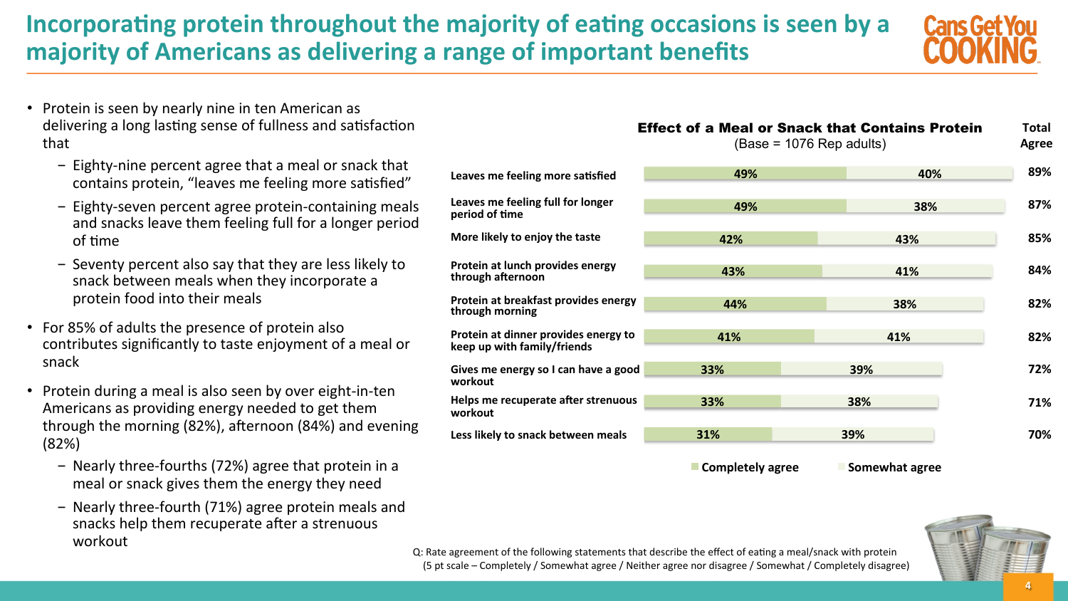# Incorporating protein throughout the majority of eating occasions is seen by a majority of Americans as delivering a range of important benefits

- Protein is seen by nearly nine in ten American as delivering a long lasting sense of fullness and satisfaction that
  - Eighty-nine percent agree that a meal or snack that contains protein, "leaves me feeling more satisfied"
  - Eighty-seven percent agree protein-containing meals and snacks leave them feeling full for a longer period of time
  - Seventy percent also say that they are less likely to snack between meals when they incorporate a protein food into their meals
- For 85% of adults the presence of protein also contributes significantly to taste enjoyment of a meal or snack
- Protein during a meal is also seen by over eight-in-ten Americans as providing energy needed to get them through the morning (82%), afternoon (84%) and evening (82%)
  - Nearly three-fourths (72%) agree that protein in a meal or snack gives them the energy they need
  - Nearly three-fourth (71%) agree protein meals and snacks help them recuperate after a strenuous workout

**Effect of a Meal or Snack that Contains Protein**
(Base = 1076 Rep adults)

| Statement | Completely agree | Somewhat agree | Total Agree |
|---|---|---|---|
| Leaves me feeling more satisfied | 49% | 40% | 89% |
| Leaves me feeling full for longer period of time | 49% | 38% | 87% |
| More likely to enjoy the taste | 42% | 43% | 85% |
| Protein at lunch provides energy through afternoon | 43% | 41% | 84% |
| Protein at breakfast provides energy through morning | 44% | 38% | 82% |
| Protein at dinner provides energy to keep up with family/friends | 41% | 41% | 82% |
| Gives me energy so I can have a good workout | 33% | 39% | 72% |
| Helps me recuperate after strenuous workout | 33% | 38% | 71% |
| Less likely to snack between meals | 31% | 39% | 70% |

Q: Rate agreement of the following statements that describe the effect of eating a meal/snack with protein (5 pt scale – Completely / Somewhat agree / Neither agree nor disagree / Somewhat / Completely disagree)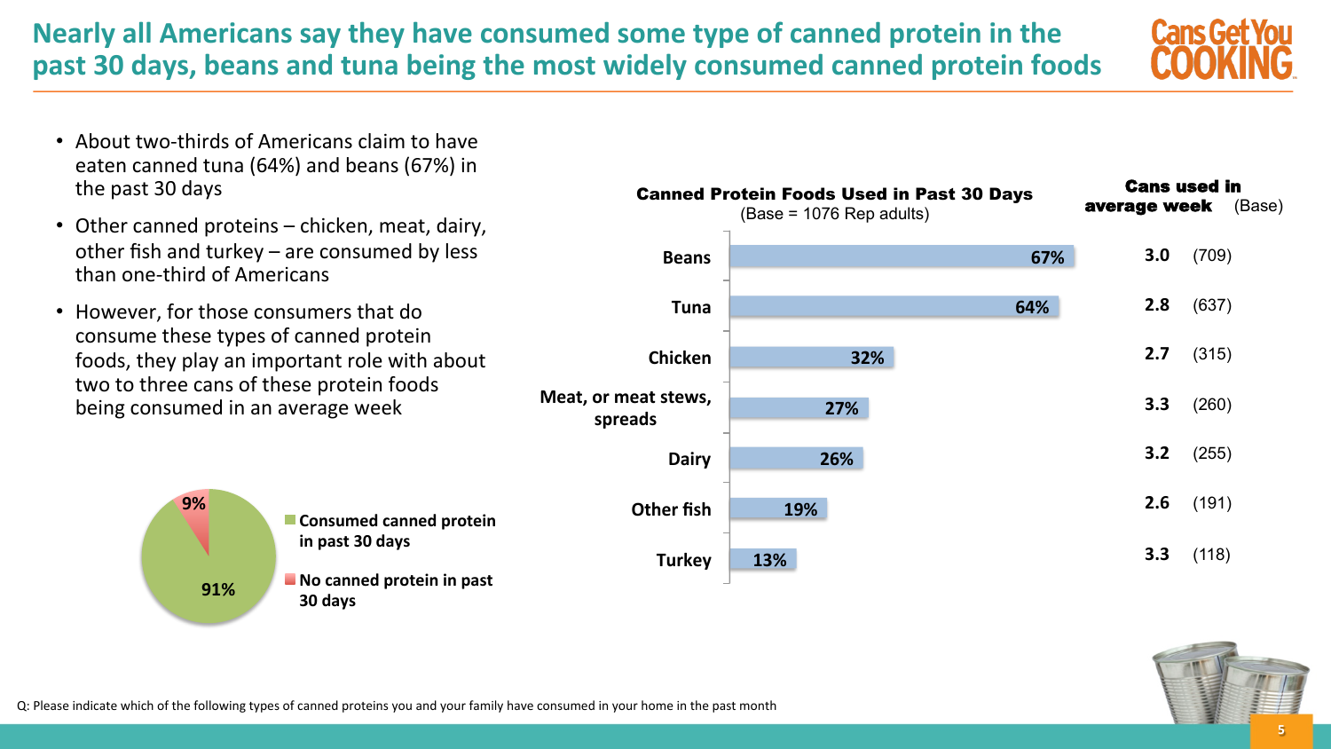# Nearly all Americans say they have consumed some type of canned protein in the past 30 days, beans and tuna being the most widely consumed canned protein foods

- About two-thirds of Americans claim to have eaten canned tuna (64%) and beans (67%) in the past 30 days
- Other canned proteins – chicken, meat, dairy, other fish and turkey – are consumed by less than one-third of Americans
- However, for those consumers that do consume these types of canned protein foods, they play an important role with about two to three cans of these protein foods being consumed in an average week

| | % |
|---|---|
| Consumed canned protein in past 30 days | 91% |
| No canned protein in past 30 days | 9% |

**Canned Protein Foods Used in Past 30 Days**
(Base = 1076 Rep adults)

| Canned Protein | % Used in Past 30 Days | Cans used in average week | (Base) |
|---|---|---|---|
| Beans | 67% | 3.0 | (709) |
| Tuna | 64% | 2.8 | (637) |
| Chicken | 32% | 2.7 | (315) |
| Meat, or meat stews, spreads | 27% | 3.3 | (260) |
| Dairy | 26% | 3.2 | (255) |
| Other fish | 19% | 2.6 | (191) |
| Turkey | 13% | 3.3 | (118) |

Q: Please indicate which of the following types of canned proteins you and your family have consumed in your home in the past month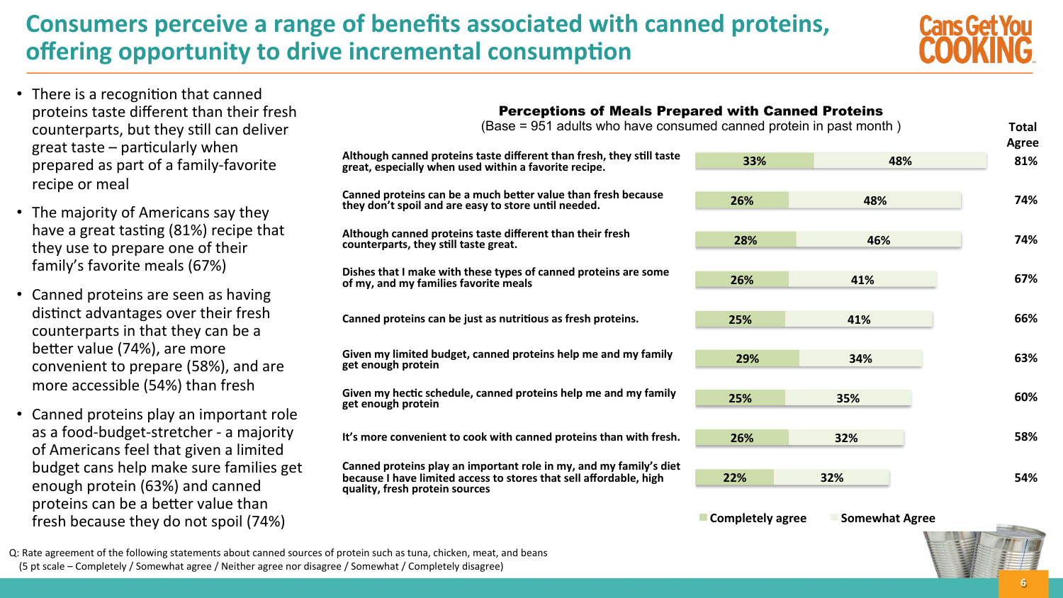# Consumers perceive a range of benefits associated with canned proteins, offering opportunity to drive incremental consumption

- There is a recognition that canned proteins taste different than their fresh counterparts, but they still can deliver great taste – particularly when prepared as part of a family-favorite recipe or meal
- The majority of Americans say they have a great tasting (81%) recipe that they use to prepare one of their family's favorite meals (67%)
- Canned proteins are seen as having distinct advantages over their fresh counterparts in that they can be a better value (74%), are more convenient to prepare (58%), and are more accessible (54%) than fresh
- Canned proteins play an important role as a food-budget-stretcher - a majority of Americans feel that given a limited budget cans help make sure families get enough protein (63%) and canned proteins can be a better value than fresh because they do not spoil (74%)

**Perceptions of Meals Prepared with Canned Proteins**
(Base = 951 adults who have consumed canned protein in past month )

| Statement | Completely agree | Somewhat Agree | Total Agree |
|---|---|---|---|
| Although canned proteins taste different than fresh, they still taste great, especially when used within a favorite recipe. | 33% | 48% | 81% |
| Canned proteins can be a much better value than fresh because they don't spoil and are easy to store until needed. | 26% | 48% | 74% |
| Although canned proteins taste different than their fresh counterparts, they still taste great. | 28% | 46% | 74% |
| Dishes that I make with these types of canned proteins are some of my, and my families favorite meals | 26% | 41% | 67% |
| Canned proteins can be just as nutritious as fresh proteins. | 25% | 41% | 66% |
| Given my limited budget, canned proteins help me and my family get enough protein | 29% | 34% | 63% |
| Given my hectic schedule, canned proteins help me and my family get enough protein | 25% | 35% | 60% |
| It's more convenient to cook with canned proteins than with fresh. | 26% | 32% | 58% |
| Canned proteins play an important role in my, and my family's diet because I have limited access to stores that sell affordable, high quality, fresh protein sources | 22% | 32% | 54% |

Q: Rate agreement of the following statements about canned sources of protein such as tuna, chicken, meat, and beans
(5 pt scale – Completely / Somewhat agree / Neither agree nor disagree / Somewhat / Completely disagree)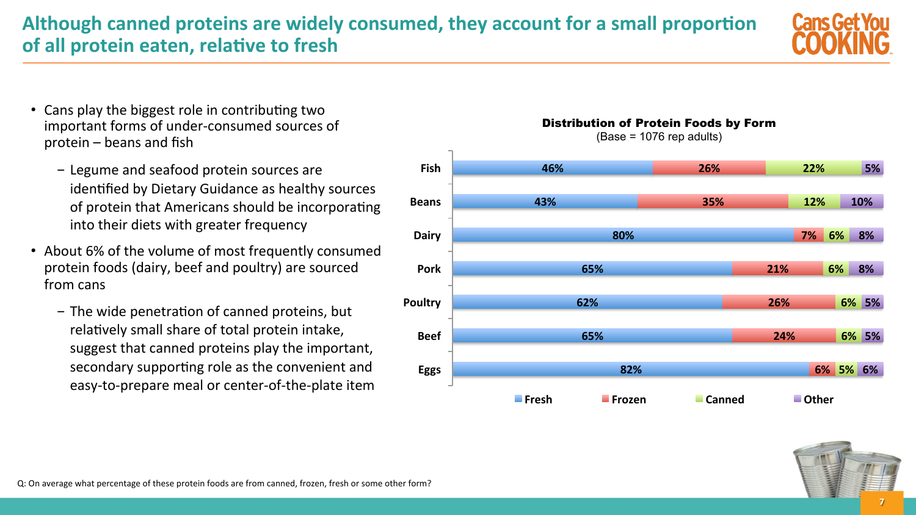# Although canned proteins are widely consumed, they account for a small proportion of all protein eaten, relative to fresh

- Cans play the biggest role in contributing two important forms of under-consumed sources of protein – beans and fish
  - Legume and seafood protein sources are identified by Dietary Guidance as healthy sources of protein that Americans should be incorporating into their diets with greater frequency
- About 6% of the volume of most frequently consumed protein foods (dairy, beef and poultry) are sourced from cans
  - The wide penetration of canned proteins, but relatively small share of total protein intake, suggest that canned proteins play the important, secondary supporting role as the convenient and easy-to-prepare meal or center-of-the-plate item

**Distribution of Protein Foods by Form**
(Base = 1076 rep adults)

| | Fresh | Frozen | Canned | Other |
|---|---|---|---|---|
| Fish | 46% | 26% | 22% | 5% |
| Beans | 43% | 35% | 12% | 10% |
| Dairy | 80% | 7% | 6% | 8% |
| Pork | 65% | 21% | 6% | 8% |
| Poultry | 62% | 26% | 6% | 5% |
| Beef | 65% | 24% | 6% | 5% |
| Eggs | 82% | 6% | 5% | 6% |

Q: On average what percentage of these protein foods are from canned, frozen, fresh or some other form?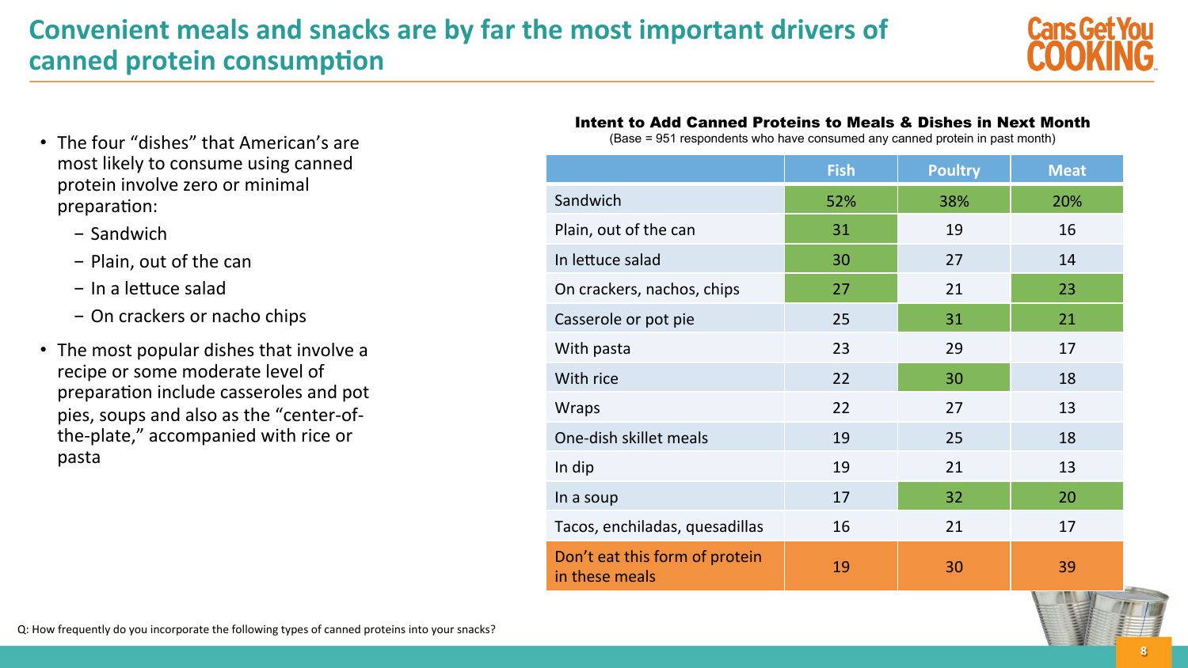# Convenient meals and snacks are by far the most important drivers of canned protein consumption

- The four "dishes" that American's are most likely to consume using canned protein involve zero or minimal preparation:
  - Sandwich
  - Plain, out of the can
  - In a lettuce salad
  - On crackers or nacho chips
- The most popular dishes that involve a recipe or some moderate level of preparation include casseroles and pot pies, soups and also as the "center-of-the-plate," accompanied with rice or pasta

**Intent to Add Canned Proteins to Meals & Dishes in Next Month**

(Base = 951 respondents who have consumed any canned protein in past month)

| | Fish | Poultry | Meat |
|---|---|---|---|
| Sandwich | 52% | 38% | 20% |
| Plain, out of the can | 31 | 19 | 16 |
| In lettuce salad | 30 | 27 | 14 |
| On crackers, nachos, chips | 27 | 21 | 23 |
| Casserole or pot pie | 25 | 31 | 21 |
| With pasta | 23 | 29 | 17 |
| With rice | 22 | 30 | 18 |
| Wraps | 22 | 27 | 13 |
| One-dish skillet meals | 19 | 25 | 18 |
| In dip | 19 | 21 | 13 |
| In a soup | 17 | 32 | 20 |
| Tacos, enchiladas, quesadillas | 16 | 21 | 17 |
| Don't eat this form of protein in these meals | 19 | 30 | 39 |

Q: How frequently do you incorporate the following types of canned proteins into your snacks?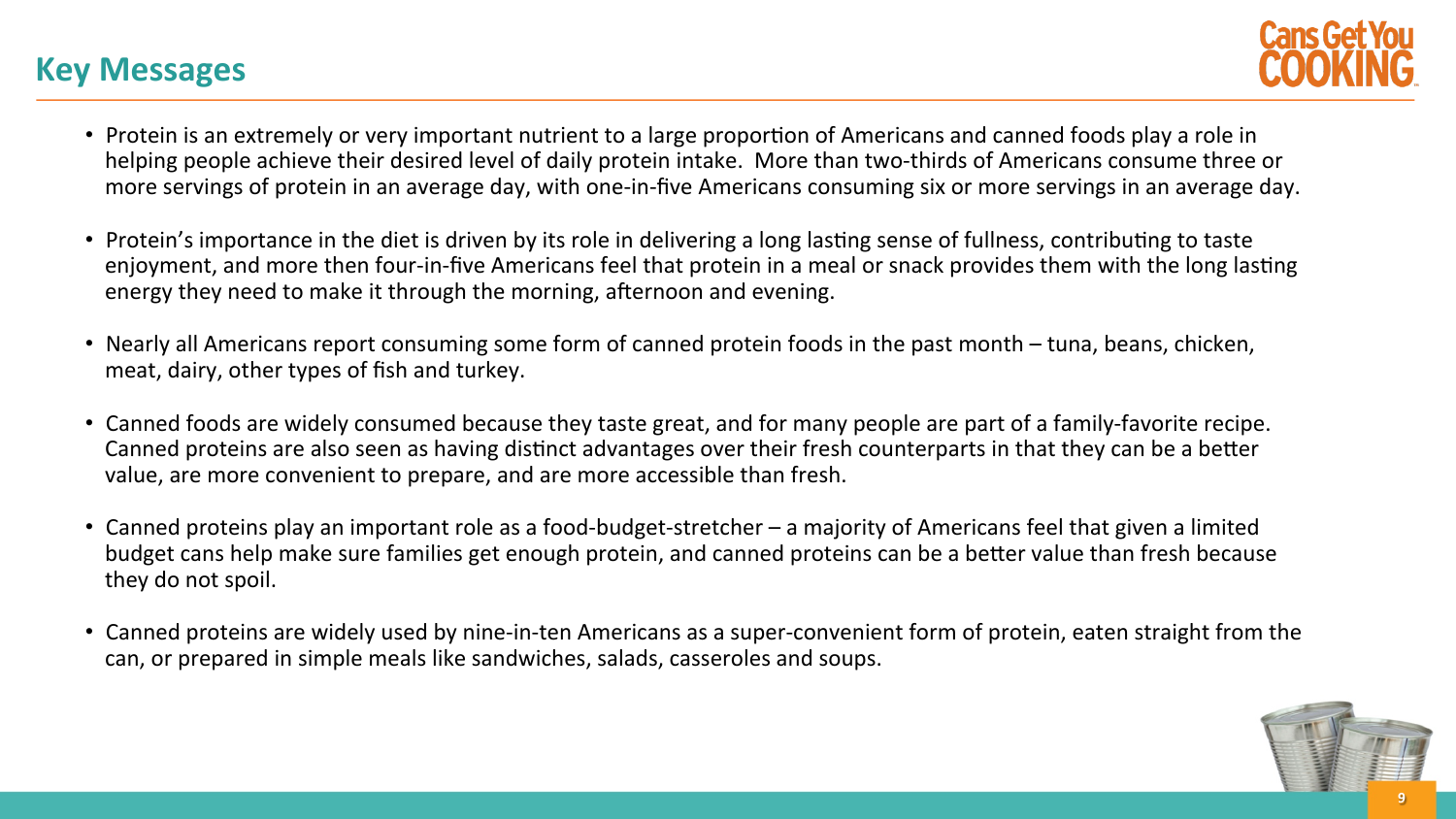## Key Messages

- Protein is an extremely or very important nutrient to a large proportion of Americans and canned foods play a role in helping people achieve their desired level of daily protein intake. More than two-thirds of Americans consume three or more servings of protein in an average day, with one-in-five Americans consuming six or more servings in an average day.

- Protein's importance in the diet is driven by its role in delivering a long lasting sense of fullness, contributing to taste enjoyment, and more then four-in-five Americans feel that protein in a meal or snack provides them with the long lasting energy they need to make it through the morning, afternoon and evening.

- Nearly all Americans report consuming some form of canned protein foods in the past month – tuna, beans, chicken, meat, dairy, other types of fish and turkey.

- Canned foods are widely consumed because they taste great, and for many people are part of a family-favorite recipe. Canned proteins are also seen as having distinct advantages over their fresh counterparts in that they can be a better value, are more convenient to prepare, and are more accessible than fresh.

- Canned proteins play an important role as a food-budget-stretcher – a majority of Americans feel that given a limited budget cans help make sure families get enough protein, and canned proteins can be a better value than fresh because they do not spoil.

- Canned proteins are widely used by nine-in-ten Americans as a super-convenient form of protein, eaten straight from the can, or prepared in simple meals like sandwiches, salads, casseroles and soups.